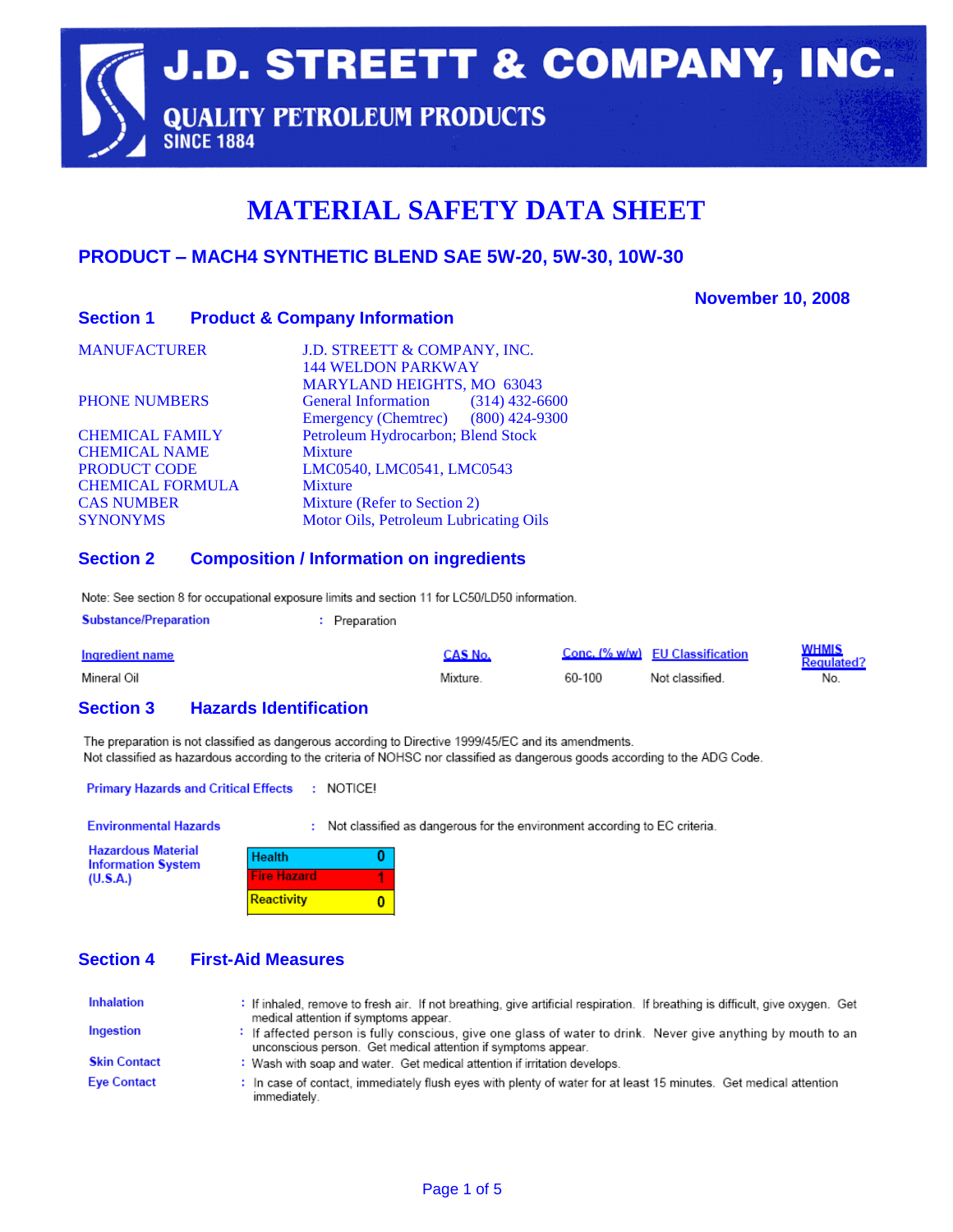# J.D. STREETT & COMPANY, INC.

**QUALITY PETROLEUM PRODUCTS**
**SINCE 1884**

# MATERIAL SAFETY DATA SHEET

## PRODUCT – MACH4 SYNTHETIC BLEND SAE 5W-20, 5W-30, 10W-30

**November 10, 2008**

## Section 1 Product & Company Information

| | |
|---|---|
| MANUFACTURER | J.D. STREETT & COMPANY, INC.<br>144 WELDON PARKWAY<br>MARYLAND HEIGHTS, MO 63043 |
| PHONE NUMBERS | General Information (314) 432-6600<br>Emergency (Chemtrec) (800) 424-9300 |
| CHEMICAL FAMILY | Petroleum Hydrocarbon; Blend Stock |
| CHEMICAL NAME | Mixture |
| PRODUCT CODE | LMC0540, LMC0541, LMC0543 |
| CHEMICAL FORMULA | Mixture |
| CAS NUMBER | Mixture (Refer to Section 2) |
| SYNONYMS | Motor Oils, Petroleum Lubricating Oils |

## Section 2 Composition / Information on ingredients

Note: See section 8 for occupational exposure limits and section 11 for LC50/LD50 information.

**Substance/Preparation** : Preparation

| Ingredient name | CAS No. | Conc. (% w/w) | EU Classification | WHMIS Regulated? |
|---|---|---|---|---|
| Mineral Oil | Mixture. | 60-100 | Not classified. | No. |

## Section 3 Hazards Identification

The preparation is not classified as dangerous according to Directive 1999/45/EC and its amendments.
Not classified as hazardous according to the criteria of NOHSC nor classified as dangerous goods according to the ADG Code.

**Primary Hazards and Critical Effects** : NOTICE!

**Environmental Hazards** : Not classified as dangerous for the environment according to EC criteria.

**Hazardous Material Information System (U.S.A.)**

| | |
|---|---|
| Health | 0 |
| Fire Hazard | 1 |
| Reactivity | 0 |

## Section 4 First-Aid Measures

**Inhalation** : If inhaled, remove to fresh air. If not breathing, give artificial respiration. If breathing is difficult, give oxygen. Get medical attention if symptoms appear.

**Ingestion** : If affected person is fully conscious, give one glass of water to drink. Never give anything by mouth to an unconscious person. Get medical attention if symptoms appear.

**Skin Contact** : Wash with soap and water. Get medical attention if irritation develops.

**Eye Contact** : In case of contact, immediately flush eyes with plenty of water for at least 15 minutes. Get medical attention immediately.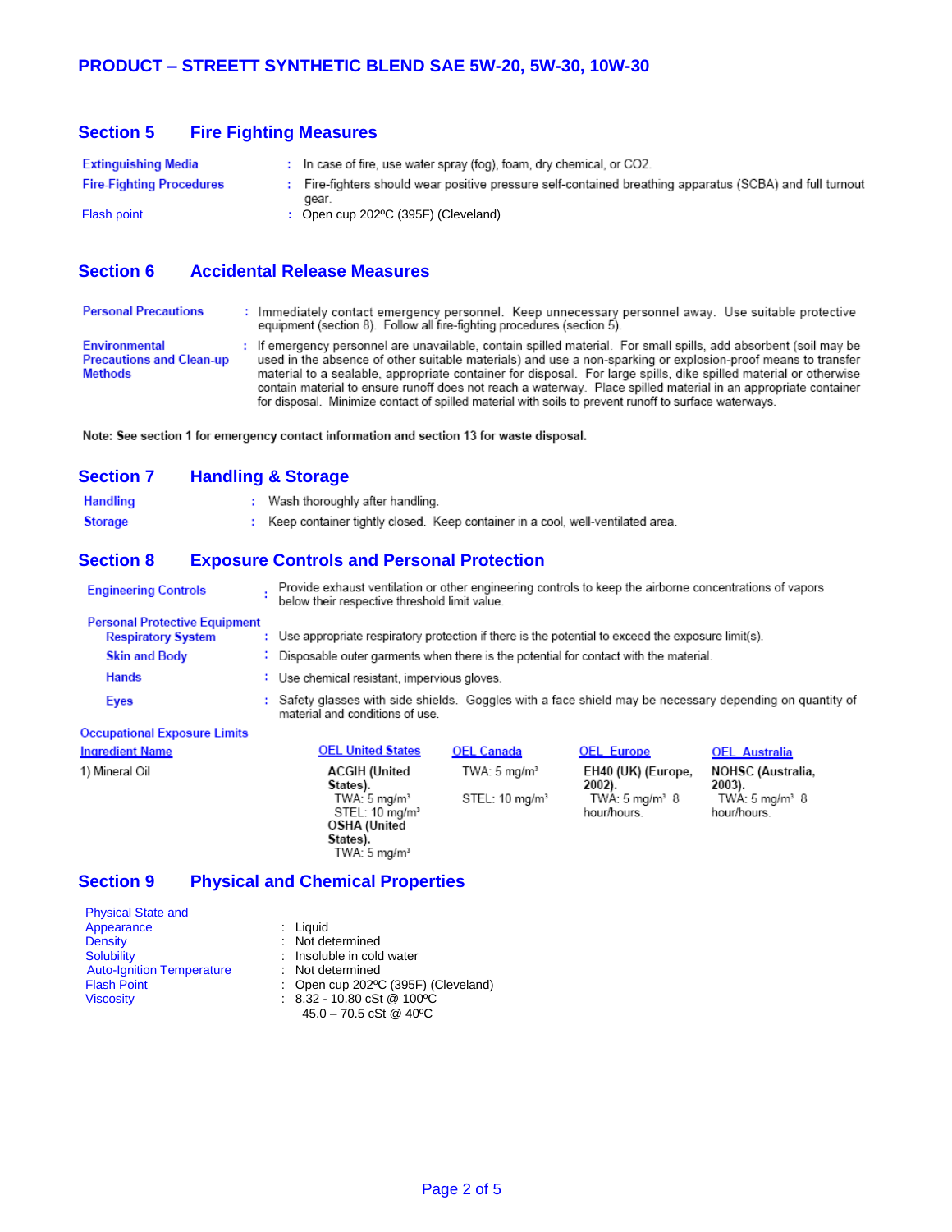**PRODUCT – STREETT SYNTHETIC BLEND SAE 5W-20, 5W-30, 10W-30**

## Section 5 Fire Fighting Measures

**Extinguishing Media** : In case of fire, use water spray (fog), foam, dry chemical, or $CO_2$.

**Fire-Fighting Procedures** : Fire-fighters should wear positive pressure self-contained breathing apparatus (SCBA) and full turnout gear.

Flash point : Open cup 202ºC (395F) (Cleveland)

## Section 6 Accidental Release Measures

**Personal Precautions** : Immediately contact emergency personnel. Keep unnecessary personnel away. Use suitable protective equipment (section 8). Follow all fire-fighting procedures (section 5).

**Environmental Precautions and Clean-up Methods** : If emergency personnel are unavailable, contain spilled material. For small spills, add absorbent (soil may be used in the absence of other suitable materials) and use a non-sparking or explosion-proof means to transfer material to a sealable, appropriate container for disposal. For large spills, dike spilled material or otherwise contain material to ensure runoff does not reach a waterway. Place spilled material in an appropriate container for disposal. Minimize contact of spilled material with soils to prevent runoff to surface waterways.

**Note: See section 1 for emergency contact information and section 13 for waste disposal.**

## Section 7 Handling & Storage

**Handling** : Wash thoroughly after handling.

**Storage** : Keep container tightly closed. Keep container in a cool, well-ventilated area.

## Section 8 Exposure Controls and Personal Protection

**Engineering Controls** : Provide exhaust ventilation or other engineering controls to keep the airborne concentrations of vapors below their respective threshold limit value.

**Personal Protective Equipment**

- **Respiratory System** : Use appropriate respiratory protection if there is the potential to exceed the exposure limit(s).
- **Skin and Body** : Disposable outer garments when there is the potential for contact with the material.
- **Hands** : Use chemical resistant, impervious gloves.
- **Eyes** : Safety glasses with side shields. Goggles with a face shield may be necessary depending on quantity of material and conditions of use.

**Occupational Exposure Limits**

| Ingredient Name | OEL United States | OEL Canada | OEL Europe | OEL Australia |
|---|---|---|---|---|
| 1) Mineral Oil | **ACGIH (United States).** TWA: 5 mg/m³ STEL: 10 mg/m³ **OSHA (United States).** TWA: 5 mg/m³ | TWA: 5 mg/m³ STEL: 10 mg/m³ | **EH40 (UK) (Europe, 2002).** TWA: 5 mg/m³ 8 hour/hours. | **NOHSC (Australia, 2003).** TWA: 5 mg/m³ 8 hour/hours. |

## Section 9 Physical and Chemical Properties

| | |
|---|---|
| Physical State and Appearance | : Liquid |
| Density | : Not determined |
| Solubility | : Insoluble in cold water |
| Auto-Ignition Temperature | : Not determined |
| Flash Point | : Open cup 202ºC (395F) (Cleveland) |
| Viscosity | : 8.32 - 10.80 cSt @ 100ºC<br>45.0 – 70.5 cSt @ 40ºC |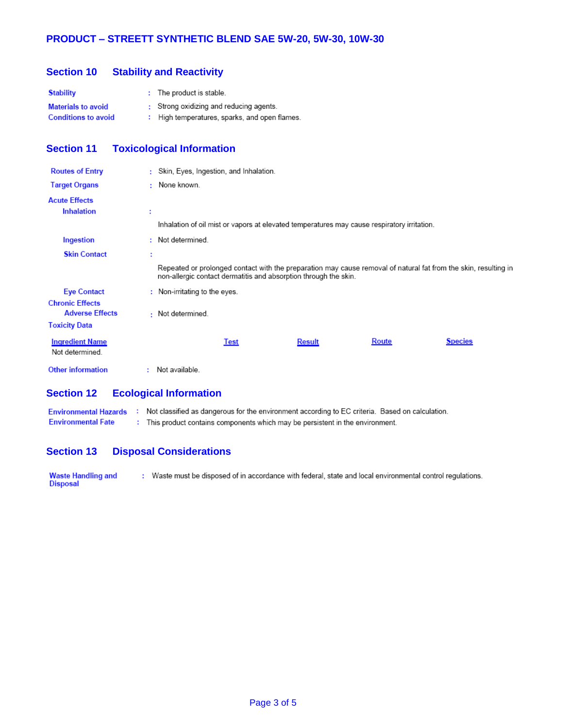**PRODUCT – STREETT SYNTHETIC BLEND SAE 5W-20, 5W-30, 10W-30**

## Section 10 Stability and Reactivity

**Stability** : The product is stable.

**Materials to avoid** : Strong oxidizing and reducing agents.

**Conditions to avoid** : High temperatures, sparks, and open flames.

## Section 11 Toxicological Information

**Routes of Entry** : Skin, Eyes, Ingestion, and Inhalation.

**Target Organs** : None known.

**Acute Effects**

**Inhalation** :

Inhalation of oil mist or vapors at elevated temperatures may cause respiratory irritation.

**Ingestion** : Not determined.

**Skin Contact** :

Repeated or prolonged contact with the preparation may cause removal of natural fat from the skin, resulting in non-allergic contact dermatitis and absorption through the skin.

**Eye Contact** : Non-irritating to the eyes.

**Chronic Effects**

**Adverse Effects** : Not determined.

**Toxicity Data**

| Ingredient Name | Test | Result | Route | Species |
|---|---|---|---|---|
| Not determined. | | | | |

**Other information** : Not available.

## Section 12 Ecological Information

**Environmental Hazards** : Not classified as dangerous for the environment according to EC criteria. Based on calculation.

**Environmental Fate** : This product contains components which may be persistent in the environment.

## Section 13 Disposal Considerations

**Waste Handling and Disposal** : Waste must be disposed of in accordance with federal, state and local environmental control regulations.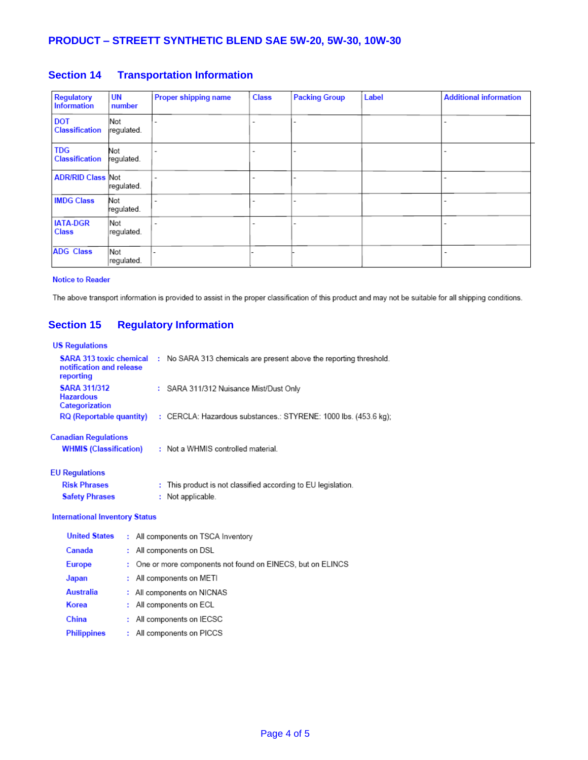**PRODUCT – STREETT SYNTHETIC BLEND SAE 5W-20, 5W-30, 10W-30**

## Section 14 Transportation Information

| Regulatory Information | UN number | Proper shipping name | Class | Packing Group | Label | Additional information |
|---|---|---|---|---|---|---|
| DOT Classification | Not regulated. | - | - | - | | - |
| TDG Classification | Not regulated. | - | - | - | | - |
| ADR/RID Class | Not regulated. | - | - | - | | - |
| IMDG Class | Not regulated. | - | - | - | | - |
| IATA-DGR Class | Not regulated. | - | - | - | | - |
| ADG Class | Not regulated. | - | - | - | | - |

**Notice to Reader**

The above transport information is provided to assist in the proper classification of this product and may not be suitable for all shipping conditions.

## Section 15 Regulatory Information

**US Regulations**

- **SARA 313 toxic chemical notification and release reporting** : No SARA 313 chemicals are present above the reporting threshold.
- **SARA 311/312 Hazardous Categorization** : SARA 311/312 Nuisance Mist/Dust Only
- **RQ (Reportable quantity)** : CERCLA: Hazardous substances.: STYRENE: 1000 lbs. (453.6 kg);

**Canadian Regulations**

- **WHMIS (Classification)** : Not a WHMIS controlled material.

**EU Regulations**

- **Risk Phrases** : This product is not classified according to EU legislation.
- **Safety Phrases** : Not applicable.

**International Inventory Status**

- **United States** : All components on TSCA Inventory
- **Canada** : All components on DSL
- **Europe** : One or more components not found on EINECS, but on ELINCS
- **Japan** : All components on METI
- **Australia** : All components on NICNAS
- **Korea** : All components on ECL
- **China** : All components on IECSC
- **Philippines** : All components on PICCS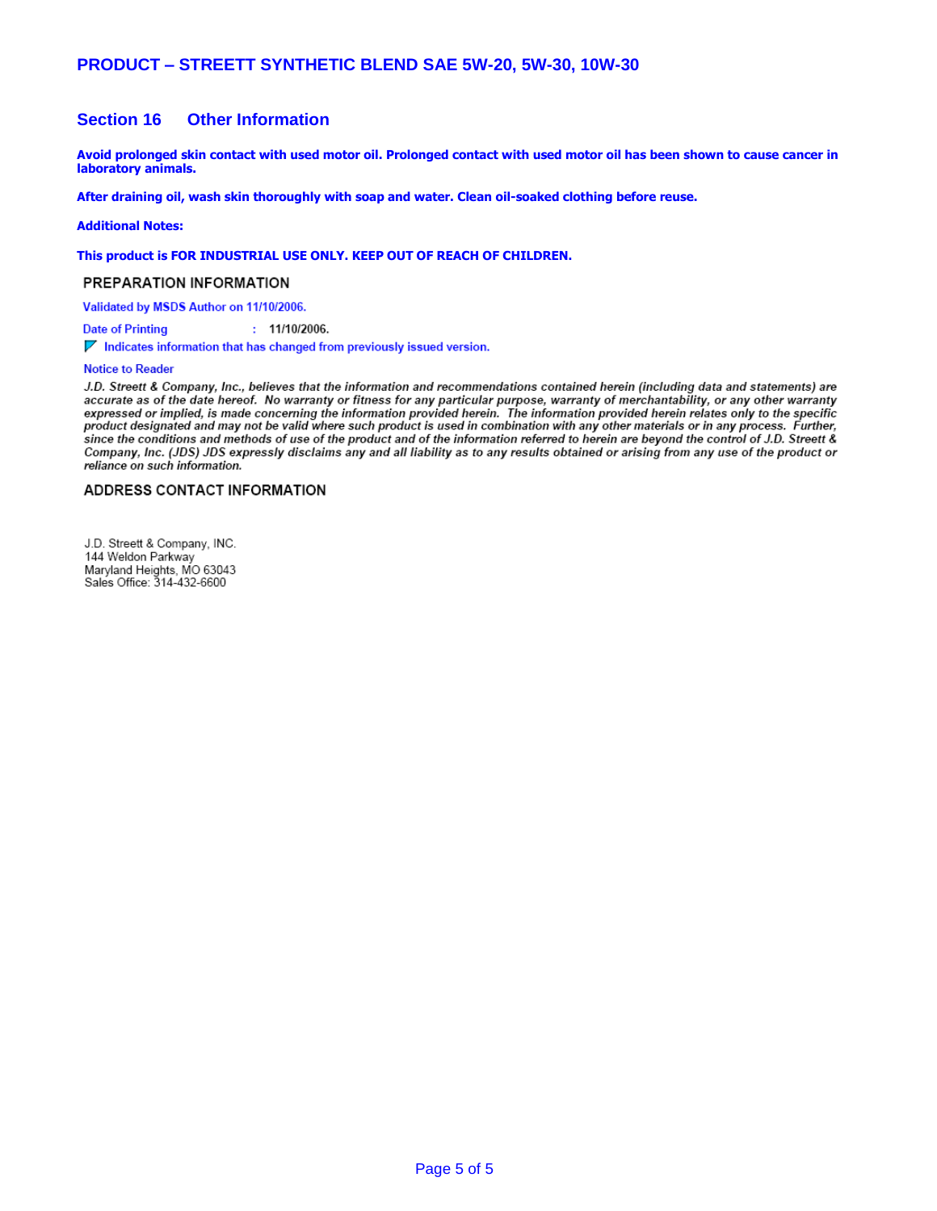# PRODUCT – STREETT SYNTHETIC BLEND SAE 5W-20, 5W-30, 10W-30

## Section 16 Other Information

**Avoid prolonged skin contact with used motor oil. Prolonged contact with used motor oil has been shown to cause cancer in laboratory animals.**

**After draining oil, wash skin thoroughly with soap and water. Clean oil-soaked clothing before reuse.**

**Additional Notes:**

**This product is FOR INDUSTRIAL USE ONLY. KEEP OUT OF REACH OF CHILDREN.**

### PREPARATION INFORMATION

Validated by MSDS Author on 11/10/2006.

Date of Printing : 11/10/2006.

Indicates information that has changed from previously issued version.

Notice to Reader

*J.D. Streett & Company, Inc., believes that the information and recommendations contained herein (including data and statements) are accurate as of the date hereof. No warranty or fitness for any particular purpose, warranty of merchantability, or any other warranty expressed or implied, is made concerning the information provided herein. The information provided herein relates only to the specific product designated and may not be valid where such product is used in combination with any other materials or in any process. Further, since the conditions and methods of use of the product and of the information referred to herein are beyond the control of J.D. Streett & Company, Inc. (JDS) JDS expressly disclaims any and all liability as to any results obtained or arising from any use of the product or reliance on such information.*

### ADDRESS CONTACT INFORMATION

J.D. Streett & Company, INC.
144 Weldon Parkway
Maryland Heights, MO 63043
Sales Office: 314-432-6600